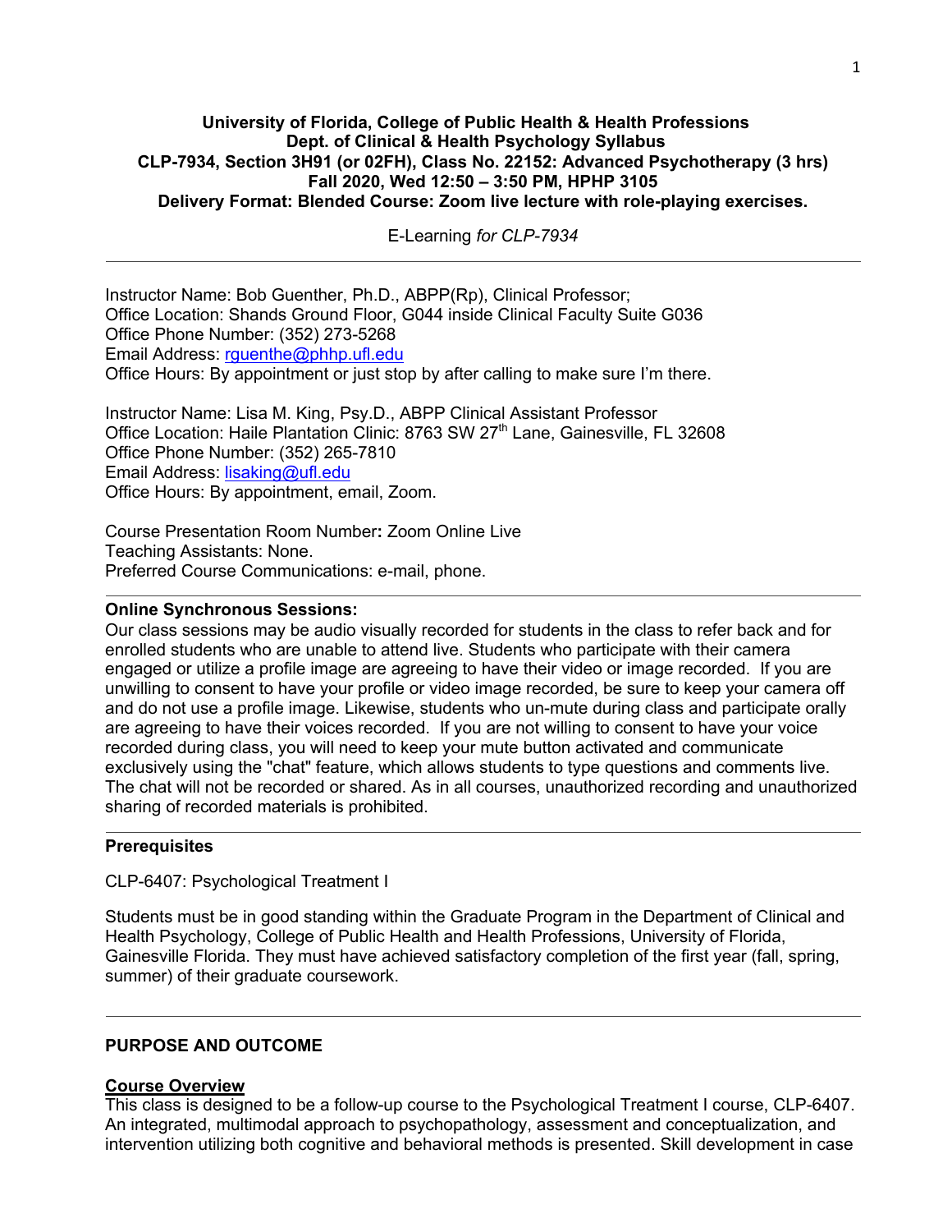**University of Florida, College of Public Health & Health Professions**
**Dept. of Clinical & Health Psychology Syllabus**
**CLP-7934, Section 3H91 (or 02FH), Class No. 22152: Advanced Psychotherapy (3 hrs)**
**Fall 2020, Wed 12:50 – 3:50 PM, HPHP 3105**
**Delivery Format: Blended Course: Zoom live lecture with role-playing exercises.**

E-Learning *for CLP-7934*

---

Instructor Name: Bob Guenther, Ph.D., ABPP(Rp), Clinical Professor;
Office Location: Shands Ground Floor, G044 inside Clinical Faculty Suite G036
Office Phone Number: (352) 273-5268
Email Address: rguenthe@phhp.ufl.edu
Office Hours: By appointment or just stop by after calling to make sure I'm there.

Instructor Name: Lisa M. King, Psy.D., ABPP Clinical Assistant Professor
Office Location: Haile Plantation Clinic: 8763 SW 27th Lane, Gainesville, FL 32608
Office Phone Number: (352) 265-7810
Email Address: lisaking@ufl.edu
Office Hours: By appointment, email, Zoom.

Course Presentation Room Number**:** Zoom Online Live
Teaching Assistants: None.
Preferred Course Communications: e-mail, phone.

---

**Online Synchronous Sessions:**
Our class sessions may be audio visually recorded for students in the class to refer back and for enrolled students who are unable to attend live. Students who participate with their camera engaged or utilize a profile image are agreeing to have their video or image recorded. If you are unwilling to consent to have your profile or video image recorded, be sure to keep your camera off and do not use a profile image. Likewise, students who un-mute during class and participate orally are agreeing to have their voices recorded. If you are not willing to consent to have your voice recorded during class, you will need to keep your mute button activated and communicate exclusively using the "chat" feature, which allows students to type questions and comments live. The chat will not be recorded or shared. As in all courses, unauthorized recording and unauthorized sharing of recorded materials is prohibited.

---

**Prerequisites**

CLP-6407: Psychological Treatment I

Students must be in good standing within the Graduate Program in the Department of Clinical and Health Psychology, College of Public Health and Health Professions, University of Florida, Gainesville Florida. They must have achieved satisfactory completion of the first year (fall, spring, summer) of their graduate coursework.

---

## PURPOSE AND OUTCOME

### Course Overview

This class is designed to be a follow-up course to the Psychological Treatment I course, CLP-6407. An integrated, multimodal approach to psychopathology, assessment and conceptualization, and intervention utilizing both cognitive and behavioral methods is presented. Skill development in case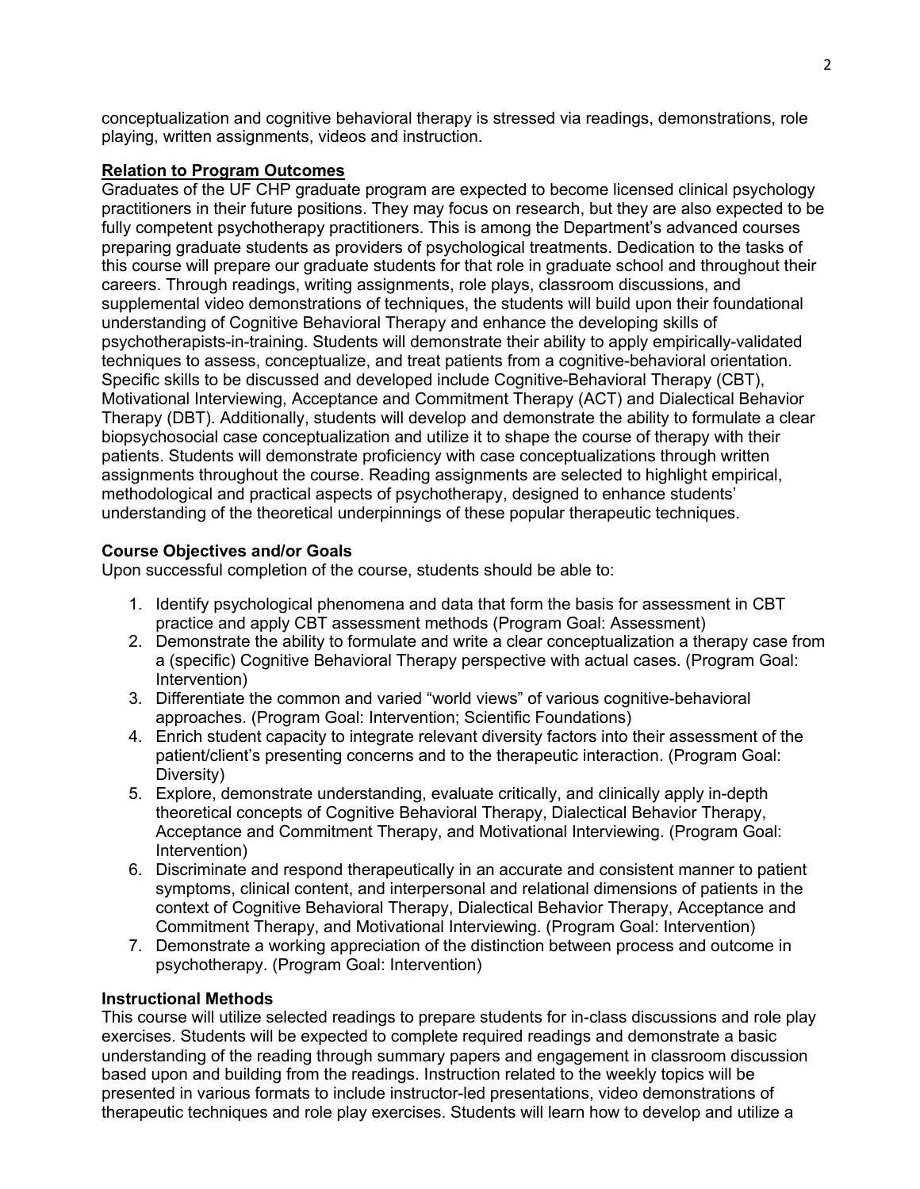conceptualization and cognitive behavioral therapy is stressed via readings, demonstrations, role playing, written assignments, videos and instruction.

## Relation to Program Outcomes

Graduates of the UF CHP graduate program are expected to become licensed clinical psychology practitioners in their future positions. They may focus on research, but they are also expected to be fully competent psychotherapy practitioners. This is among the Department's advanced courses preparing graduate students as providers of psychological treatments. Dedication to the tasks of this course will prepare our graduate students for that role in graduate school and throughout their careers. Through readings, writing assignments, role plays, classroom discussions, and supplemental video demonstrations of techniques, the students will build upon their foundational understanding of Cognitive Behavioral Therapy and enhance the developing skills of psychotherapists-in-training. Students will demonstrate their ability to apply empirically-validated techniques to assess, conceptualize, and treat patients from a cognitive-behavioral orientation. Specific skills to be discussed and developed include Cognitive-Behavioral Therapy (CBT), Motivational Interviewing, Acceptance and Commitment Therapy (ACT) and Dialectical Behavior Therapy (DBT). Additionally, students will develop and demonstrate the ability to formulate a clear biopsychosocial case conceptualization and utilize it to shape the course of therapy with their patients. Students will demonstrate proficiency with case conceptualizations through written assignments throughout the course. Reading assignments are selected to highlight empirical, methodological and practical aspects of psychotherapy, designed to enhance students' understanding of the theoretical underpinnings of these popular therapeutic techniques.

## Course Objectives and/or Goals

Upon successful completion of the course, students should be able to:

1. Identify psychological phenomena and data that form the basis for assessment in CBT practice and apply CBT assessment methods (Program Goal: Assessment)
2. Demonstrate the ability to formulate and write a clear conceptualization a therapy case from a (specific) Cognitive Behavioral Therapy perspective with actual cases. (Program Goal: Intervention)
3. Differentiate the common and varied "world views" of various cognitive-behavioral approaches. (Program Goal: Intervention; Scientific Foundations)
4. Enrich student capacity to integrate relevant diversity factors into their assessment of the patient/client's presenting concerns and to the therapeutic interaction. (Program Goal: Diversity)
5. Explore, demonstrate understanding, evaluate critically, and clinically apply in-depth theoretical concepts of Cognitive Behavioral Therapy, Dialectical Behavior Therapy, Acceptance and Commitment Therapy, and Motivational Interviewing. (Program Goal: Intervention)
6. Discriminate and respond therapeutically in an accurate and consistent manner to patient symptoms, clinical content, and interpersonal and relational dimensions of patients in the context of Cognitive Behavioral Therapy, Dialectical Behavior Therapy, Acceptance and Commitment Therapy, and Motivational Interviewing. (Program Goal: Intervention)
7. Demonstrate a working appreciation of the distinction between process and outcome in psychotherapy. (Program Goal: Intervention)

## Instructional Methods

This course will utilize selected readings to prepare students for in-class discussions and role play exercises. Students will be expected to complete required readings and demonstrate a basic understanding of the reading through summary papers and engagement in classroom discussion based upon and building from the readings. Instruction related to the weekly topics will be presented in various formats to include instructor-led presentations, video demonstrations of therapeutic techniques and role play exercises. Students will learn how to develop and utilize a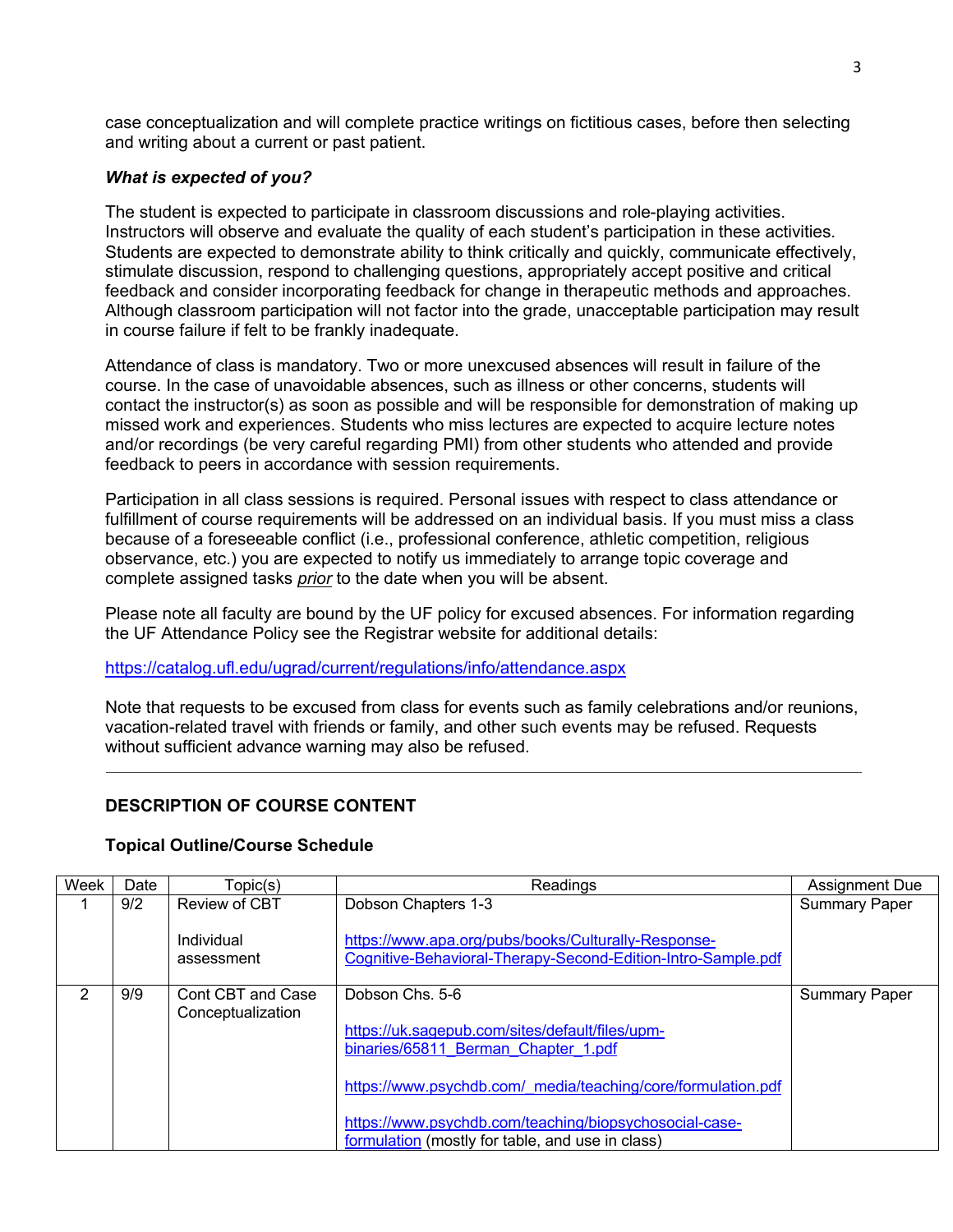case conceptualization and will complete practice writings on fictitious cases, before then selecting and writing about a current or past patient.

***What is expected of you?***

The student is expected to participate in classroom discussions and role-playing activities. Instructors will observe and evaluate the quality of each student's participation in these activities. Students are expected to demonstrate ability to think critically and quickly, communicate effectively, stimulate discussion, respond to challenging questions, appropriately accept positive and critical feedback and consider incorporating feedback for change in therapeutic methods and approaches. Although classroom participation will not factor into the grade, unacceptable participation may result in course failure if felt to be frankly inadequate.

Attendance of class is mandatory. Two or more unexcused absences will result in failure of the course. In the case of unavoidable absences, such as illness or other concerns, students will contact the instructor(s) as soon as possible and will be responsible for demonstration of making up missed work and experiences. Students who miss lectures are expected to acquire lecture notes and/or recordings (be very careful regarding PMI) from other students who attended and provide feedback to peers in accordance with session requirements.

Participation in all class sessions is required. Personal issues with respect to class attendance or fulfillment of course requirements will be addressed on an individual basis. If you must miss a class because of a foreseeable conflict (i.e., professional conference, athletic competition, religious observance, etc.) you are expected to notify us immediately to arrange topic coverage and complete assigned tasks *prior* to the date when you will be absent.

Please note all faculty are bound by the UF policy for excused absences. For information regarding the UF Attendance Policy see the Registrar website for additional details:

https://catalog.ufl.edu/ugrad/current/regulations/info/attendance.aspx

Note that requests to be excused from class for events such as family celebrations and/or reunions, vacation-related travel with friends or family, and other such events may be refused. Requests without sufficient advance warning may also be refused.

---

## DESCRIPTION OF COURSE CONTENT

### Topical Outline/Course Schedule

| Week | Date | Topic(s) | Readings | Assignment Due |
|---|---|---|---|---|
| 1 | 9/2 | Review of CBT<br><br>Individual assessment | Dobson Chapters 1-3<br><br>https://www.apa.org/pubs/books/Culturally-Response-Cognitive-Behavioral-Therapy-Second-Edition-Intro-Sample.pdf | Summary Paper |
| 2 | 9/9 | Cont CBT and Case Conceptualization | Dobson Chs. 5-6<br><br>https://uk.sagepub.com/sites/default/files/upm-binaries/65811_Berman_Chapter_1.pdf<br><br>https://www.psychdb.com/_media/teaching/core/formulation.pdf<br><br>https://www.psychdb.com/teaching/biopsychosocial-case-formulation (mostly for table, and use in class) | Summary Paper |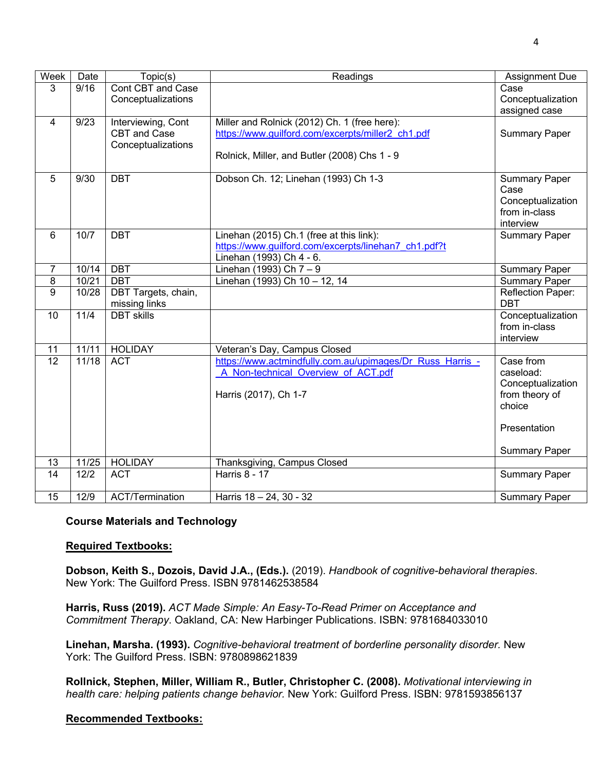| Week | Date | Topic(s) | Readings | Assignment Due |
|---|---|---|---|---|
| 3 | 9/16 | Cont CBT and Case Conceptualizations | | Case Conceptualization assigned case |
| 4 | 9/23 | Interviewing, Cont CBT and Case Conceptualizations | Miller and Rolnick (2012) Ch. 1 (free here): https://www.guilford.com/excerpts/miller2_ch1.pdf<br><br>Rolnick, Miller, and Butler (2008) Chs 1 - 9 | Summary Paper |
| 5 | 9/30 | DBT | Dobson Ch. 12; Linehan (1993) Ch 1-3 | Summary Paper<br>Case Conceptualization from in-class interview |
| 6 | 10/7 | DBT | Linehan (2015) Ch.1 (free at this link): https://www.guilford.com/excerpts/linehan7_ch1.pdf?t<br>Linehan (1993) Ch 4 - 6. | Summary Paper |
| 7 | 10/14 | DBT | Linehan (1993) Ch 7 – 9 | Summary Paper |
| 8 | 10/21 | DBT | Linehan (1993) Ch 10 – 12, 14 | Summary Paper |
| 9 | 10/28 | DBT Targets, chain, missing links | | Reflection Paper: DBT |
| 10 | 11/4 | DBT skills | | Conceptualization from in-class interview |
| 11 | 11/11 | HOLIDAY | Veteran's Day, Campus Closed | |
| 12 | 11/18 | ACT | https://www.actmindfully.com.au/upimages/Dr_Russ_Harris_-_A_Non-technical_Overview_of_ACT.pdf<br><br>Harris (2017), Ch 1-7 | Case from caseload: Conceptualization from theory of choice<br><br>Presentation<br><br>Summary Paper |
| 13 | 11/25 | HOLIDAY | Thanksgiving, Campus Closed | |
| 14 | 12/2 | ACT | Harris 8 - 17 | Summary Paper |
| 15 | 12/9 | ACT/Termination | Harris 18 – 24, 30 - 32 | Summary Paper |

**Course Materials and Technology**

**Required Textbooks:**

**Dobson, Keith S., Dozois, David J.A., (Eds.).** (2019). *Handbook of cognitive-behavioral therapies*. New York: The Guilford Press. ISBN 9781462538584

**Harris, Russ (2019).** *ACT Made Simple: An Easy-To-Read Primer on Acceptance and Commitment Therapy*. Oakland, CA: New Harbinger Publications. ISBN: 9781684033010

**Linehan, Marsha. (1993).** *Cognitive-behavioral treatment of borderline personality disorder.* New York: The Guilford Press. ISBN: 9780898621839

**Rollnick, Stephen, Miller, William R., Butler, Christopher C. (2008).** *Motivational interviewing in health care: helping patients change behavior.* New York: Guilford Press. ISBN: 9781593856137

**Recommended Textbooks:**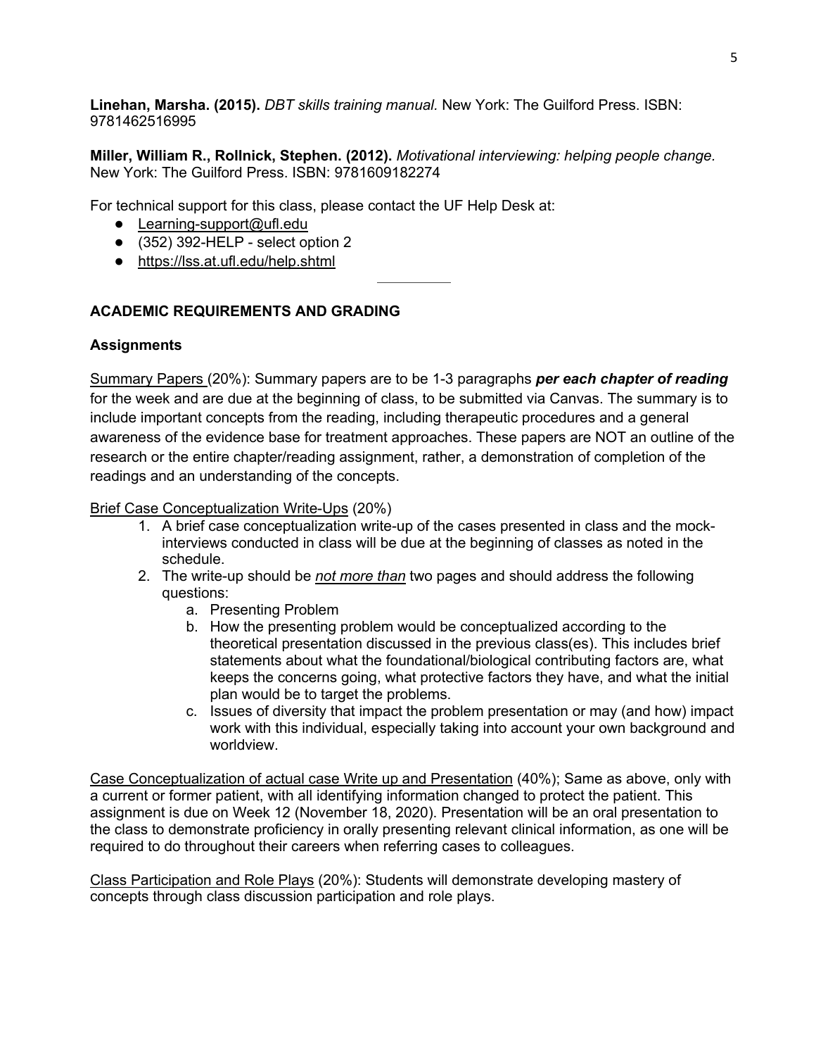**Linehan, Marsha. (2015).** *DBT skills training manual.* New York: The Guilford Press. ISBN: 9781462516995

**Miller, William R., Rollnick, Stephen. (2012).** *Motivational interviewing: helping people change.* New York: The Guilford Press. ISBN: 9781609182274

For technical support for this class, please contact the UF Help Desk at:

- Learning-support@ufl.edu
- (352) 392-HELP - select option 2
- https://lss.at.ufl.edu/help.shtml

---

## ACADEMIC REQUIREMENTS AND GRADING

### Assignments

Summary Papers (20%): Summary papers are to be 1-3 paragraphs ***per each chapter of reading*** for the week and are due at the beginning of class, to be submitted via Canvas. The summary is to include important concepts from the reading, including therapeutic procedures and a general awareness of the evidence base for treatment approaches. These papers are NOT an outline of the research or the entire chapter/reading assignment, rather, a demonstration of completion of the readings and an understanding of the concepts.

Brief Case Conceptualization Write-Ups (20%)

1. A brief case conceptualization write-up of the cases presented in class and the mock-interviews conducted in class will be due at the beginning of classes as noted in the schedule.
2. The write-up should be *not more than* two pages and should address the following questions:
   a. Presenting Problem
   b. How the presenting problem would be conceptualized according to the theoretical presentation discussed in the previous class(es). This includes brief statements about what the foundational/biological contributing factors are, what keeps the concerns going, what protective factors they have, and what the initial plan would be to target the problems.
   c. Issues of diversity that impact the problem presentation or may (and how) impact work with this individual, especially taking into account your own background and worldview.

Case Conceptualization of actual case Write up and Presentation (40%); Same as above, only with a current or former patient, with all identifying information changed to protect the patient. This assignment is due on Week 12 (November 18, 2020). Presentation will be an oral presentation to the class to demonstrate proficiency in orally presenting relevant clinical information, as one will be required to do throughout their careers when referring cases to colleagues.

Class Participation and Role Plays (20%): Students will demonstrate developing mastery of concepts through class discussion participation and role plays.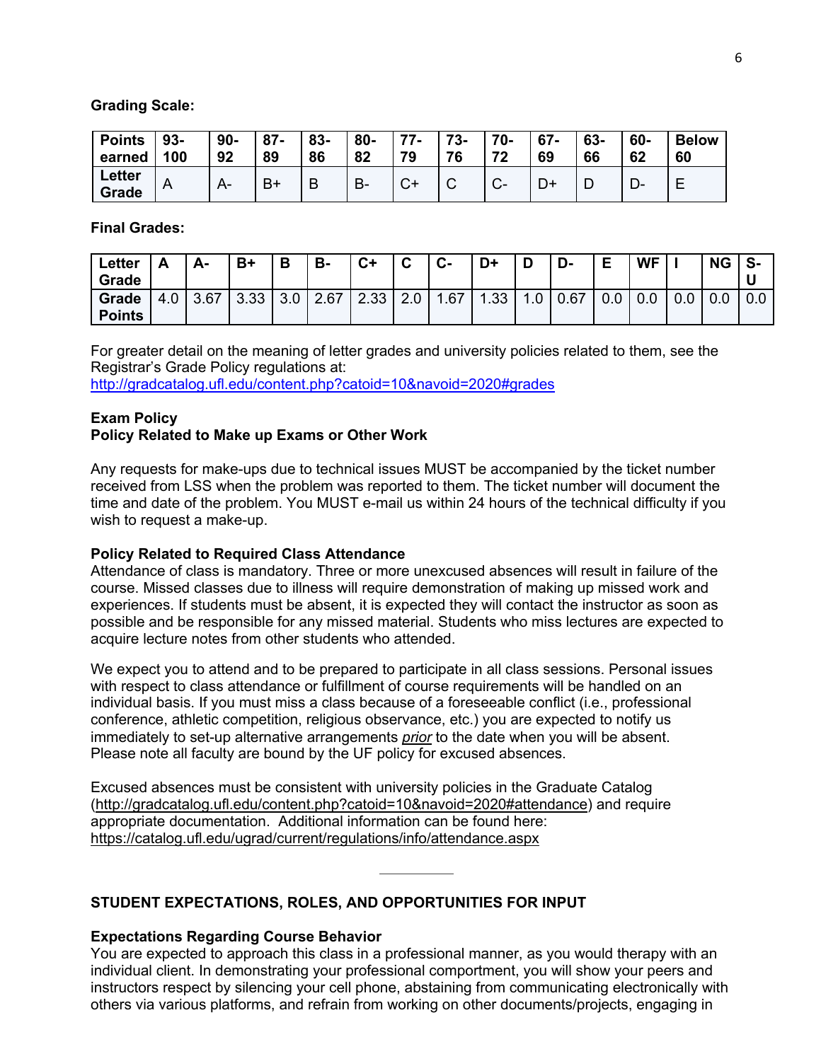**Grading Scale:**

| Points earned | 93-100 | 90-92 | 87-89 | 83-86 | 80-82 | 77-79 | 73-76 | 70-72 | 67-69 | 63-66 | 60-62 | Below 60 |
|---|---|---|---|---|---|---|---|---|---|---|---|---|
| Letter Grade | A | A- | B+ | B | B- | C+ | C | C- | D+ | D | D- | E |

**Final Grades:**

| Letter Grade | A | A- | B+ | B | B- | C+ | C | C- | D+ | D | D- | E | WF | I | NG | S-U |
|---|---|---|---|---|---|---|---|---|---|---|---|---|---|---|---|---|
| Grade Points | 4.0 | 3.67 | 3.33 | 3.0 | 2.67 | 2.33 | 2.0 | 1.67 | 1.33 | 1.0 | 0.67 | 0.0 | 0.0 | 0.0 | 0.0 | 0.0 |

For greater detail on the meaning of letter grades and university policies related to them, see the Registrar's Grade Policy regulations at:
http://gradcatalog.ufl.edu/content.php?catoid=10&navoid=2020#grades

**Exam Policy**
**Policy Related to Make up Exams or Other Work**

Any requests for make-ups due to technical issues MUST be accompanied by the ticket number received from LSS when the problem was reported to them. The ticket number will document the time and date of the problem. You MUST e-mail us within 24 hours of the technical difficulty if you wish to request a make-up.

**Policy Related to Required Class Attendance**
Attendance of class is mandatory. Three or more unexcused absences will result in failure of the course. Missed classes due to illness will require demonstration of making up missed work and experiences. If students must be absent, it is expected they will contact the instructor as soon as possible and be responsible for any missed material. Students who miss lectures are expected to acquire lecture notes from other students who attended.

We expect you to attend and to be prepared to participate in all class sessions. Personal issues with respect to class attendance or fulfillment of course requirements will be handled on an individual basis. If you must miss a class because of a foreseeable conflict (i.e., professional conference, athletic competition, religious observance, etc.) you are expected to notify us immediately to set-up alternative arrangements *prior* to the date when you will be absent. Please note all faculty are bound by the UF policy for excused absences.

Excused absences must be consistent with university policies in the Graduate Catalog (http://gradcatalog.ufl.edu/content.php?catoid=10&navoid=2020#attendance) and require appropriate documentation. Additional information can be found here: https://catalog.ufl.edu/ugrad/current/regulations/info/attendance.aspx

---

**STUDENT EXPECTATIONS, ROLES, AND OPPORTUNITIES FOR INPUT**

**Expectations Regarding Course Behavior**
You are expected to approach this class in a professional manner, as you would therapy with an individual client. In demonstrating your professional comportment, you will show your peers and instructors respect by silencing your cell phone, abstaining from communicating electronically with others via various platforms, and refrain from working on other documents/projects, engaging in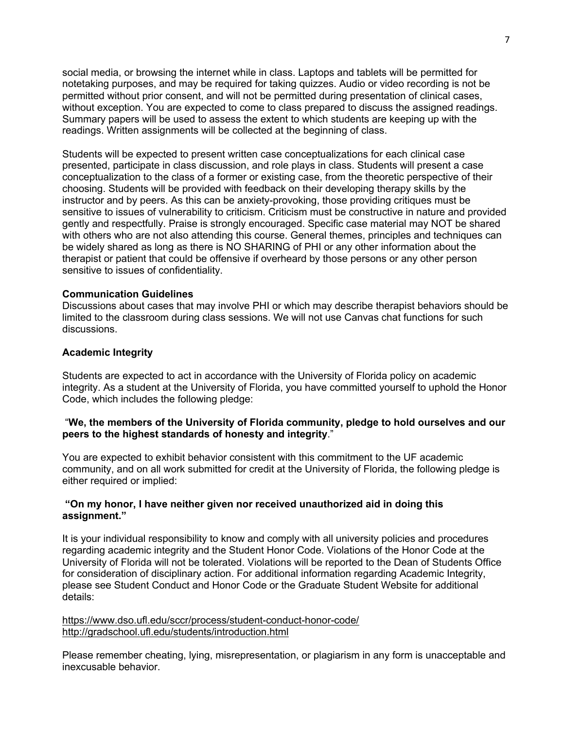social media, or browsing the internet while in class. Laptops and tablets will be permitted for notetaking purposes, and may be required for taking quizzes. Audio or video recording is not be permitted without prior consent, and will not be permitted during presentation of clinical cases, without exception. You are expected to come to class prepared to discuss the assigned readings. Summary papers will be used to assess the extent to which students are keeping up with the readings. Written assignments will be collected at the beginning of class.

Students will be expected to present written case conceptualizations for each clinical case presented, participate in class discussion, and role plays in class. Students will present a case conceptualization to the class of a former or existing case, from the theoretic perspective of their choosing. Students will be provided with feedback on their developing therapy skills by the instructor and by peers. As this can be anxiety-provoking, those providing critiques must be sensitive to issues of vulnerability to criticism. Criticism must be constructive in nature and provided gently and respectfully. Praise is strongly encouraged. Specific case material may NOT be shared with others who are not also attending this course. General themes, principles and techniques can be widely shared as long as there is NO SHARING of PHI or any other information about the therapist or patient that could be offensive if overheard by those persons or any other person sensitive to issues of confidentiality.

**Communication Guidelines**

Discussions about cases that may involve PHI or which may describe therapist behaviors should be limited to the classroom during class sessions. We will not use Canvas chat functions for such discussions.

**Academic Integrity**

Students are expected to act in accordance with the University of Florida policy on academic integrity. As a student at the University of Florida, you have committed yourself to uphold the Honor Code, which includes the following pledge:

"**We, the members of the University of Florida community, pledge to hold ourselves and our peers to the highest standards of honesty and integrity**."

You are expected to exhibit behavior consistent with this commitment to the UF academic community, and on all work submitted for credit at the University of Florida, the following pledge is either required or implied:

**"On my honor, I have neither given nor received unauthorized aid in doing this assignment."**

It is your individual responsibility to know and comply with all university policies and procedures regarding academic integrity and the Student Honor Code. Violations of the Honor Code at the University of Florida will not be tolerated. Violations will be reported to the Dean of Students Office for consideration of disciplinary action. For additional information regarding Academic Integrity, please see Student Conduct and Honor Code or the Graduate Student Website for additional details:

https://www.dso.ufl.edu/sccr/process/student-conduct-honor-code/
http://gradschool.ufl.edu/students/introduction.html

Please remember cheating, lying, misrepresentation, or plagiarism in any form is unacceptable and inexcusable behavior.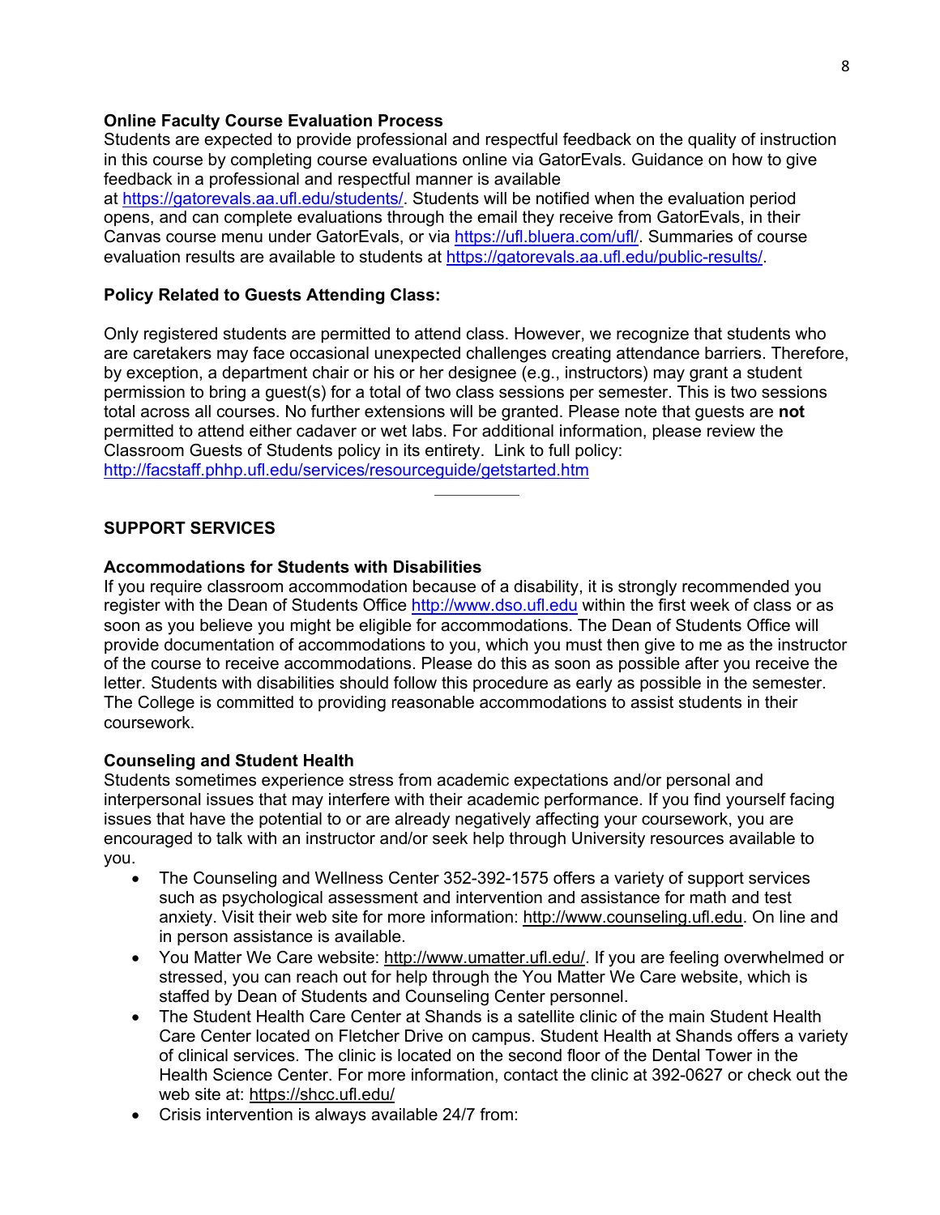**Online Faculty Course Evaluation Process**

Students are expected to provide professional and respectful feedback on the quality of instruction in this course by completing course evaluations online via GatorEvals. Guidance on how to give feedback in a professional and respectful manner is available at https://gatorevals.aa.ufl.edu/students/. Students will be notified when the evaluation period opens, and can complete evaluations through the email they receive from GatorEvals, in their Canvas course menu under GatorEvals, or via https://ufl.bluera.com/ufl/. Summaries of course evaluation results are available to students at https://gatorevals.aa.ufl.edu/public-results/.

**Policy Related to Guests Attending Class:**

Only registered students are permitted to attend class. However, we recognize that students who are caretakers may face occasional unexpected challenges creating attendance barriers. Therefore, by exception, a department chair or his or her designee (e.g., instructors) may grant a student permission to bring a guest(s) for a total of two class sessions per semester. This is two sessions total across all courses. No further extensions will be granted. Please note that guests are **not** permitted to attend either cadaver or wet labs. For additional information, please review the Classroom Guests of Students policy in its entirety. Link to full policy: http://facstaff.phhp.ufl.edu/services/resourceguide/getstarted.htm

---

**SUPPORT SERVICES**

**Accommodations for Students with Disabilities**

If you require classroom accommodation because of a disability, it is strongly recommended you register with the Dean of Students Office http://www.dso.ufl.edu within the first week of class or as soon as you believe you might be eligible for accommodations. The Dean of Students Office will provide documentation of accommodations to you, which you must then give to me as the instructor of the course to receive accommodations. Please do this as soon as possible after you receive the letter. Students with disabilities should follow this procedure as early as possible in the semester. The College is committed to providing reasonable accommodations to assist students in their coursework.

**Counseling and Student Health**

Students sometimes experience stress from academic expectations and/or personal and interpersonal issues that may interfere with their academic performance. If you find yourself facing issues that have the potential to or are already negatively affecting your coursework, you are encouraged to talk with an instructor and/or seek help through University resources available to you.

- The Counseling and Wellness Center 352-392-1575 offers a variety of support services such as psychological assessment and intervention and assistance for math and test anxiety. Visit their web site for more information: http://www.counseling.ufl.edu. On line and in person assistance is available.
- You Matter We Care website: http://www.umatter.ufl.edu/. If you are feeling overwhelmed or stressed, you can reach out for help through the You Matter We Care website, which is staffed by Dean of Students and Counseling Center personnel.
- The Student Health Care Center at Shands is a satellite clinic of the main Student Health Care Center located on Fletcher Drive on campus. Student Health at Shands offers a variety of clinical services. The clinic is located on the second floor of the Dental Tower in the Health Science Center. For more information, contact the clinic at 392-0627 or check out the web site at: https://shcc.ufl.edu/
- Crisis intervention is always available 24/7 from: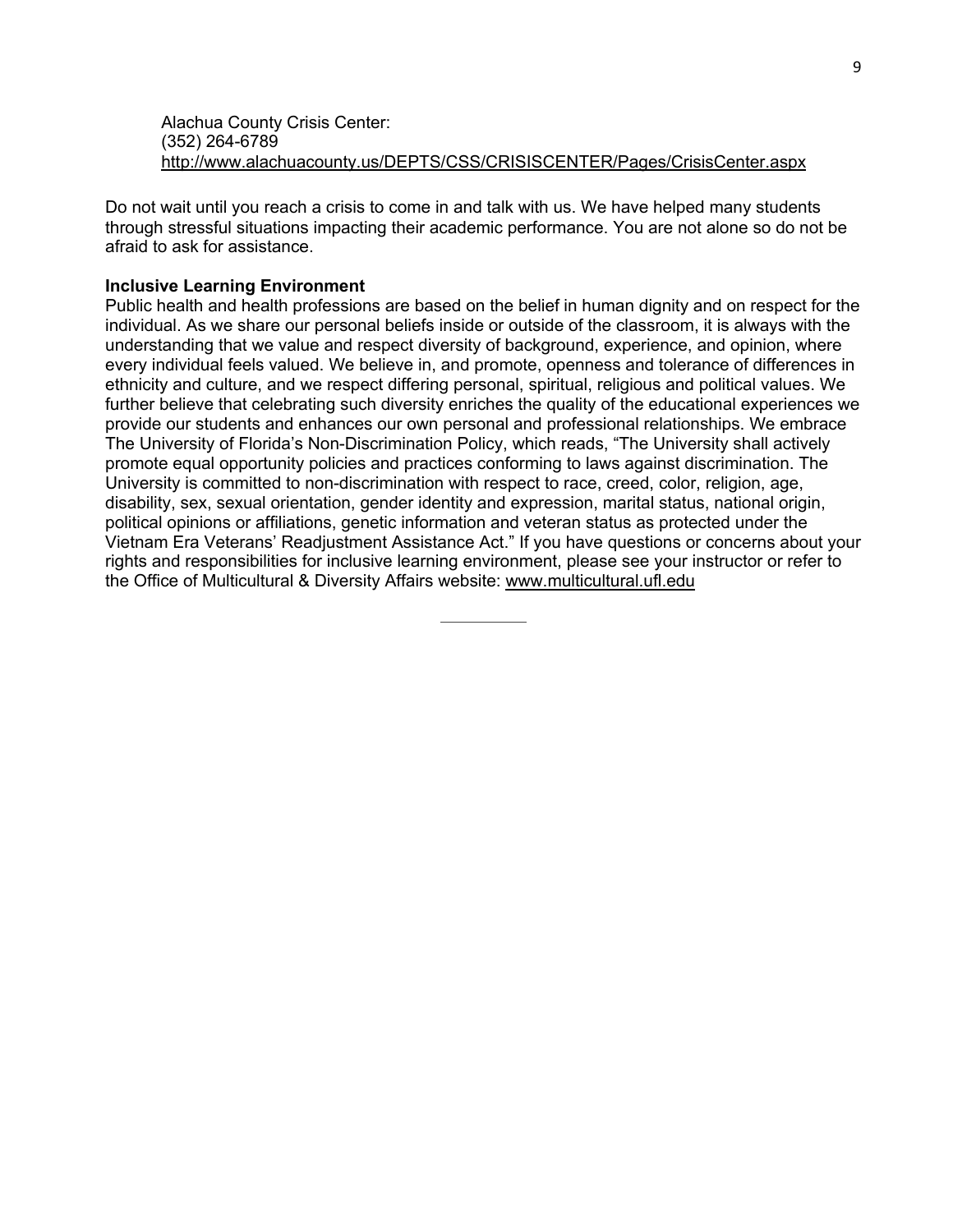Alachua County Crisis Center:
(352) 264-6789
http://www.alachuacounty.us/DEPTS/CSS/CRISISCENTER/Pages/CrisisCenter.aspx

Do not wait until you reach a crisis to come in and talk with us. We have helped many students through stressful situations impacting their academic performance. You are not alone so do not be afraid to ask for assistance.

**Inclusive Learning Environment**

Public health and health professions are based on the belief in human dignity and on respect for the individual. As we share our personal beliefs inside or outside of the classroom, it is always with the understanding that we value and respect diversity of background, experience, and opinion, where every individual feels valued. We believe in, and promote, openness and tolerance of differences in ethnicity and culture, and we respect differing personal, spiritual, religious and political values. We further believe that celebrating such diversity enriches the quality of the educational experiences we provide our students and enhances our own personal and professional relationships. We embrace The University of Florida's Non-Discrimination Policy, which reads, "The University shall actively promote equal opportunity policies and practices conforming to laws against discrimination. The University is committed to non-discrimination with respect to race, creed, color, religion, age, disability, sex, sexual orientation, gender identity and expression, marital status, national origin, political opinions or affiliations, genetic information and veteran status as protected under the Vietnam Era Veterans' Readjustment Assistance Act." If you have questions or concerns about your rights and responsibilities for inclusive learning environment, please see your instructor or refer to the Office of Multicultural & Diversity Affairs website: www.multicultural.ufl.edu